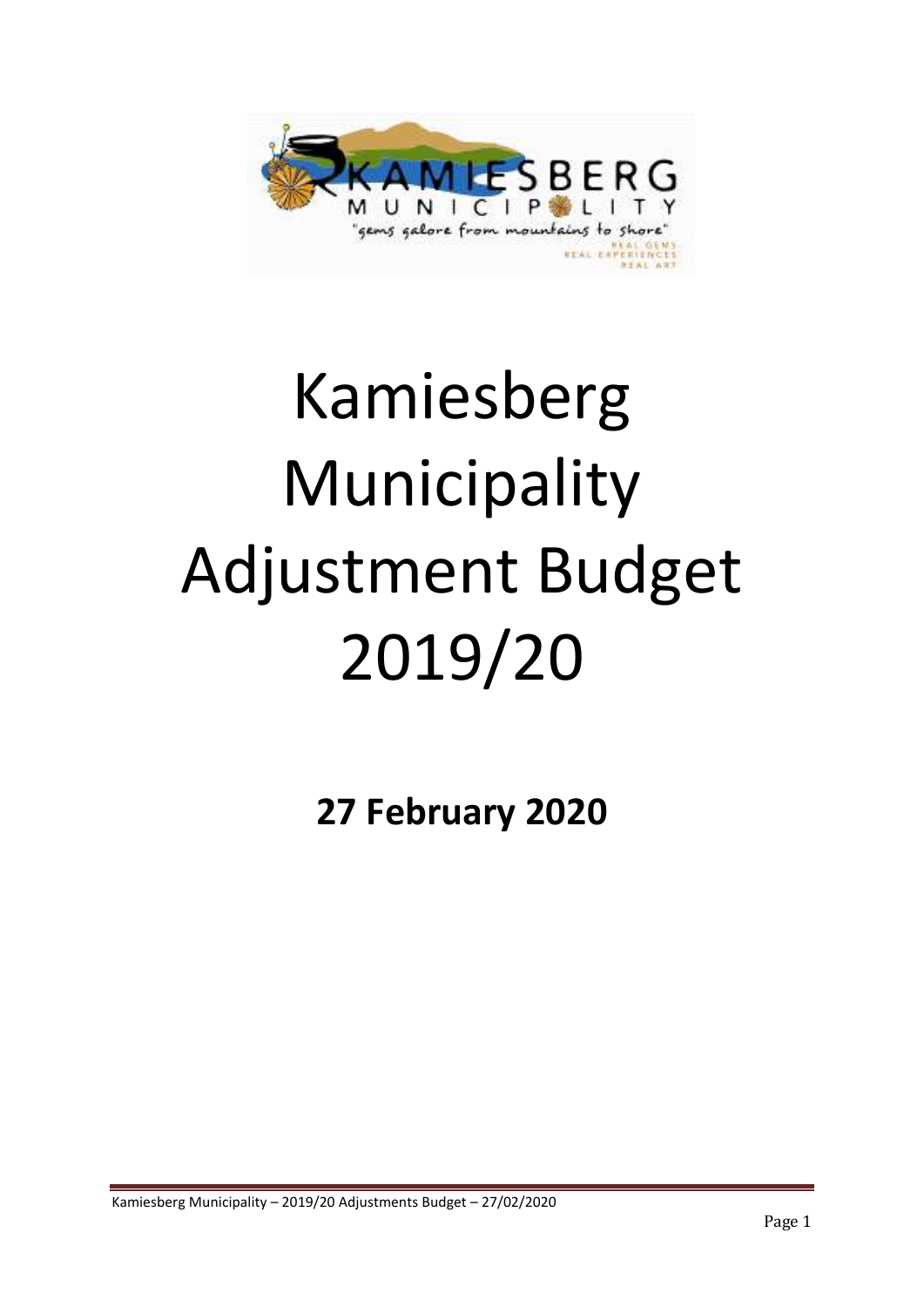# Kamiesberg Municipality Adjustment Budget 2019/20

**27 February 2020**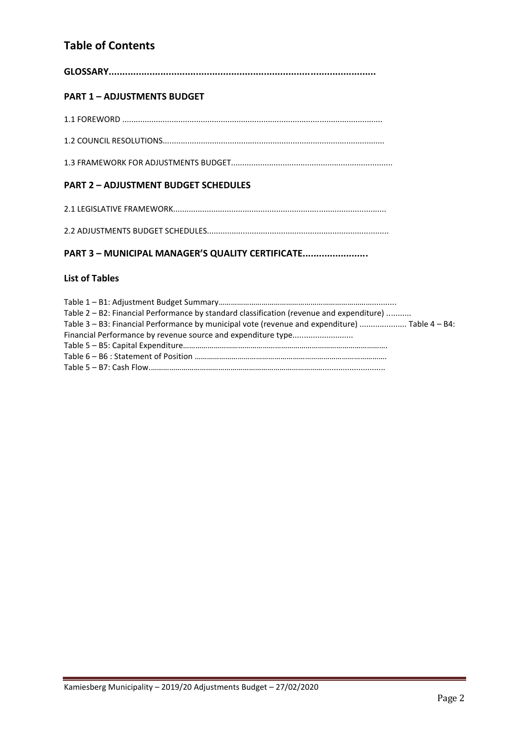# Table of Contents

**GLOSSARY..................................................................................................**

**PART 1 – ADJUSTMENTS BUDGET**

1.1 FOREWORD ...................................................................................................................

1.2 COUNCIL RESOLUTIONS..................................................................................................

1.3 FRAMEWORK FOR ADJUSTMENTS BUDGET.......................................................................

**PART 2 – ADJUSTMENT BUDGET SCHEDULES**

2.1 LEGISLATIVE FRAMEWORK..............................................................................................

2.2 ADJUSTMENTS BUDGET SCHEDULES................................................................................

**PART 3 – MUNICIPAL MANAGER'S QUALITY CERTIFICATE........................**

**List of Tables**

Table 1 – B1: Adjustment Budget Summary.............................................................................
Table 2 – B2: Financial Performance by standard classification (revenue and expenditure) ...........
Table 3 – B3: Financial Performance by municipal vote (revenue and expenditure) ..................... Table 4 – B4: Financial Performance by revenue source and expenditure type...........................
Table 5 – B5: Capital Expenditure.............................................................................................
Table 6 – B6 : Statement of Position ........................................................................................
Table 5 – B7: Cash Flow.........................................................................................................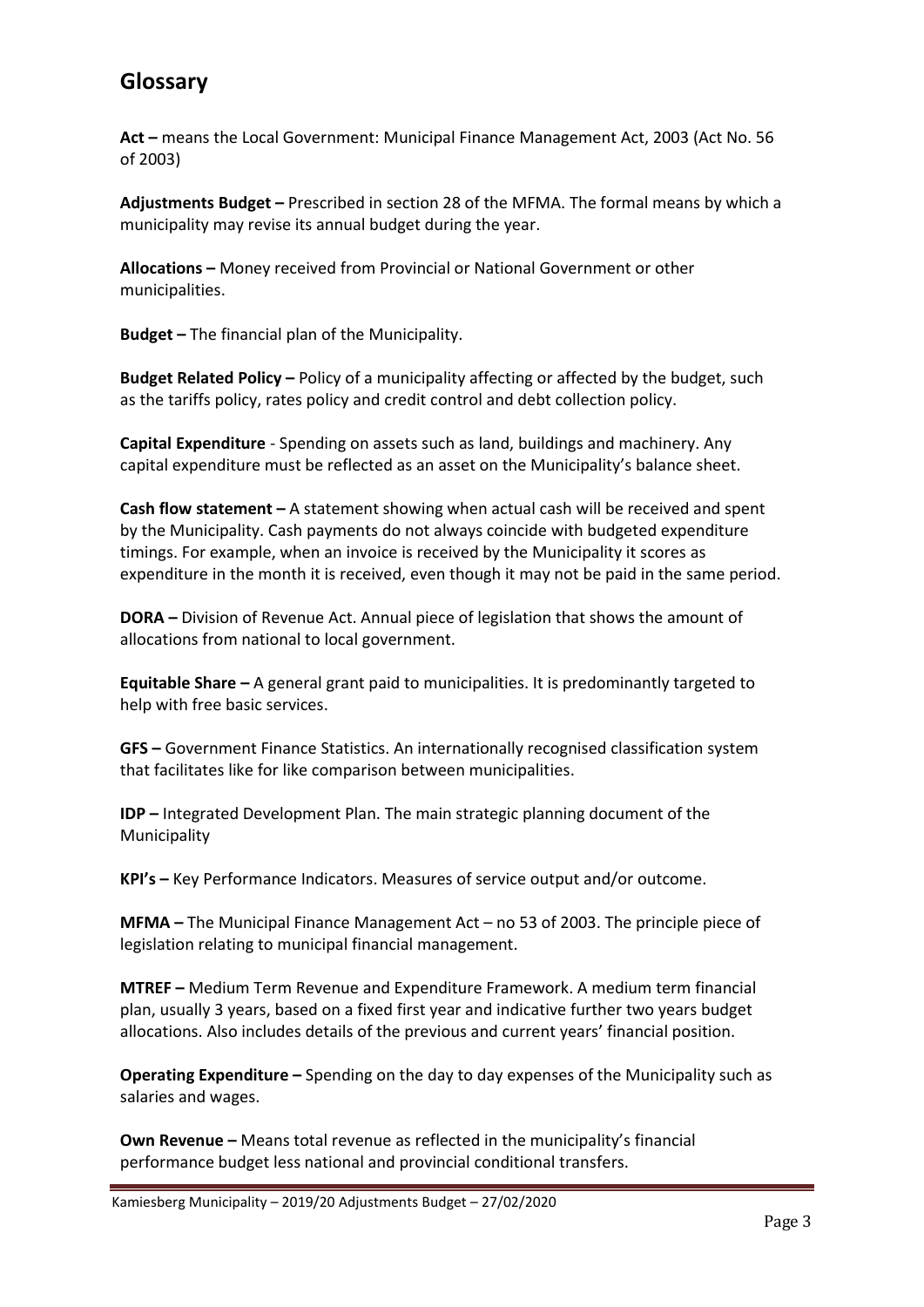# Glossary

**Act –** means the Local Government: Municipal Finance Management Act, 2003 (Act No. 56 of 2003)

**Adjustments Budget –** Prescribed in section 28 of the MFMA. The formal means by which a municipality may revise its annual budget during the year.

**Allocations –** Money received from Provincial or National Government or other municipalities.

**Budget –** The financial plan of the Municipality.

**Budget Related Policy –** Policy of a municipality affecting or affected by the budget, such as the tariffs policy, rates policy and credit control and debt collection policy.

**Capital Expenditure** - Spending on assets such as land, buildings and machinery. Any capital expenditure must be reflected as an asset on the Municipality's balance sheet.

**Cash flow statement –** A statement showing when actual cash will be received and spent by the Municipality. Cash payments do not always coincide with budgeted expenditure timings. For example, when an invoice is received by the Municipality it scores as expenditure in the month it is received, even though it may not be paid in the same period.

**DORA –** Division of Revenue Act. Annual piece of legislation that shows the amount of allocations from national to local government.

**Equitable Share –** A general grant paid to municipalities. It is predominantly targeted to help with free basic services.

**GFS –** Government Finance Statistics. An internationally recognised classification system that facilitates like for like comparison between municipalities.

**IDP –** Integrated Development Plan. The main strategic planning document of the Municipality

**KPI's –** Key Performance Indicators. Measures of service output and/or outcome.

**MFMA –** The Municipal Finance Management Act – no 53 of 2003. The principle piece of legislation relating to municipal financial management.

**MTREF –** Medium Term Revenue and Expenditure Framework. A medium term financial plan, usually 3 years, based on a fixed first year and indicative further two years budget allocations. Also includes details of the previous and current years' financial position.

**Operating Expenditure –** Spending on the day to day expenses of the Municipality such as salaries and wages.

**Own Revenue –** Means total revenue as reflected in the municipality's financial performance budget less national and provincial conditional transfers.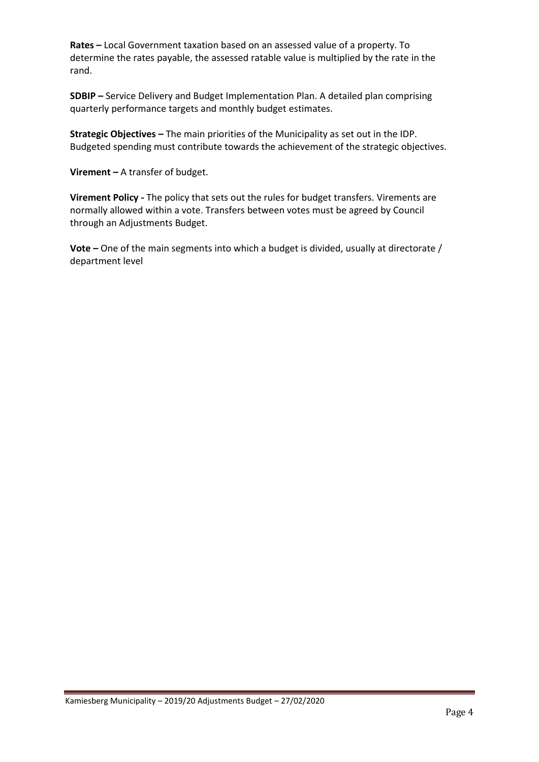**Rates –** Local Government taxation based on an assessed value of a property. To determine the rates payable, the assessed ratable value is multiplied by the rate in the rand.

**SDBIP –** Service Delivery and Budget Implementation Plan. A detailed plan comprising quarterly performance targets and monthly budget estimates.

**Strategic Objectives –** The main priorities of the Municipality as set out in the IDP. Budgeted spending must contribute towards the achievement of the strategic objectives.

**Virement –** A transfer of budget.

**Virement Policy -** The policy that sets out the rules for budget transfers. Virements are normally allowed within a vote. Transfers between votes must be agreed by Council through an Adjustments Budget.

**Vote –** One of the main segments into which a budget is divided, usually at directorate / department level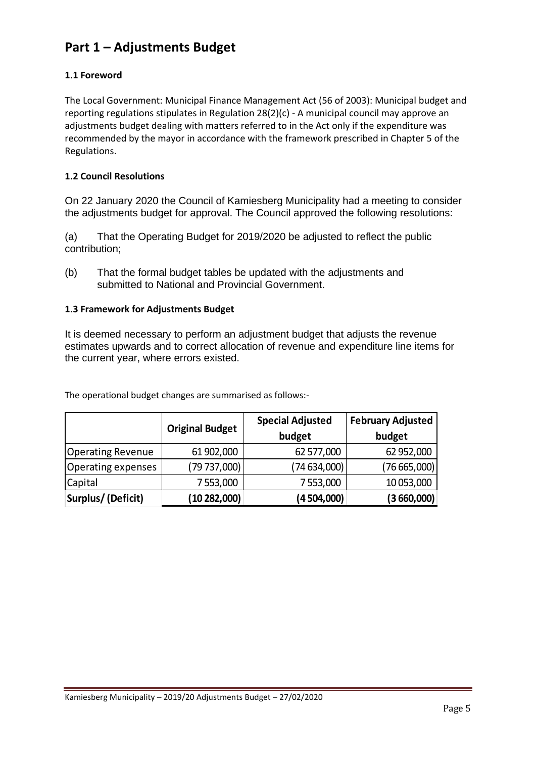# Part 1 – Adjustments Budget

### 1.1 Foreword

The Local Government: Municipal Finance Management Act (56 of 2003): Municipal budget and reporting regulations stipulates in Regulation 28(2)(c) - A municipal council may approve an adjustments budget dealing with matters referred to in the Act only if the expenditure was recommended by the mayor in accordance with the framework prescribed in Chapter 5 of the Regulations.

### 1.2 Council Resolutions

On 22 January 2020 the Council of Kamiesberg Municipality had a meeting to consider the adjustments budget for approval. The Council approved the following resolutions:

(a) That the Operating Budget for 2019/2020 be adjusted to reflect the public contribution;

(b) That the formal budget tables be updated with the adjustments and submitted to National and Provincial Government.

### 1.3 Framework for Adjustments Budget

It is deemed necessary to perform an adjustment budget that adjusts the revenue estimates upwards and to correct allocation of revenue and expenditure line items for the current year, where errors existed.

The operational budget changes are summarised as follows:-

| | Original Budget | Special Adjusted budget | February Adjusted budget |
|---|---|---|---|
| Operating Revenue | 61 902,000 | 62 577,000 | 62 952,000 |
| Operating expenses | (79 737,000) | (74 634,000) | (76 665,000) |
| Capital | 7 553,000 | 7 553,000 | 10 053,000 |
| **Surplus/ (Deficit)** | **(10 282,000)** | **(4 504,000)** | **(3 660,000)** |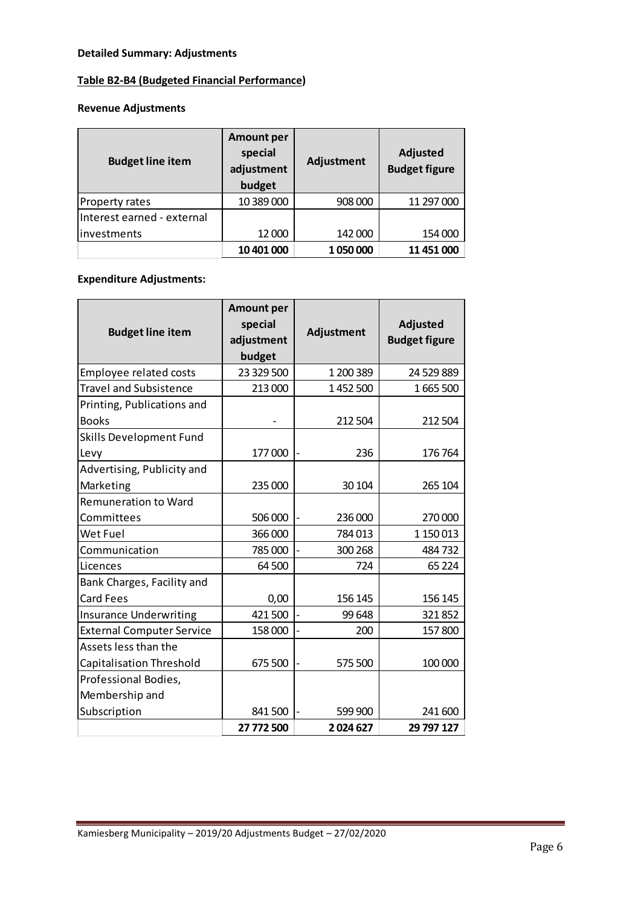**Detailed Summary: Adjustments**

**Table B2-B4 (Budgeted Financial Performance)**

**Revenue Adjustments**

| Budget line item | Amount per special adjustment budget | Adjustment | Adjusted Budget figure |
|---|---|---|---|
| Property rates | 10 389 000 | 908 000 | 11 297 000 |
| Interest earned - external investments | 12 000 | 142 000 | 154 000 |
| | **10 401 000** | **1 050 000** | **11 451 000** |

**Expenditure Adjustments:**

| Budget line item | Amount per special adjustment budget | Adjustment | Adjusted Budget figure |
|---|---|---|---|
| Employee related costs | 23 329 500 | 1 200 389 | 24 529 889 |
| Travel and Subsistence | 213 000 | 1 452 500 | 1 665 500 |
| Printing, Publications and Books | - | 212 504 | 212 504 |
| Skills Development Fund Levy | 177 000 | - 236 | 176 764 |
| Advertising, Publicity and Marketing | 235 000 | 30 104 | 265 104 |
| Remuneration to Ward Committees | 506 000 | - 236 000 | 270 000 |
| Wet Fuel | 366 000 | 784 013 | 1 150 013 |
| Communication | 785 000 | - 300 268 | 484 732 |
| Licences | 64 500 | 724 | 65 224 |
| Bank Charges, Facility and Card Fees | 0,00 | 156 145 | 156 145 |
| Insurance Underwriting | 421 500 | - 99 648 | 321 852 |
| External Computer Service | 158 000 | - 200 | 157 800 |
| Assets less than the Capitalisation Threshold | 675 500 | - 575 500 | 100 000 |
| Professional Bodies, Membership and Subscription | 841 500 | - 599 900 | 241 600 |
| | **27 772 500** | **2 024 627** | **29 797 127** |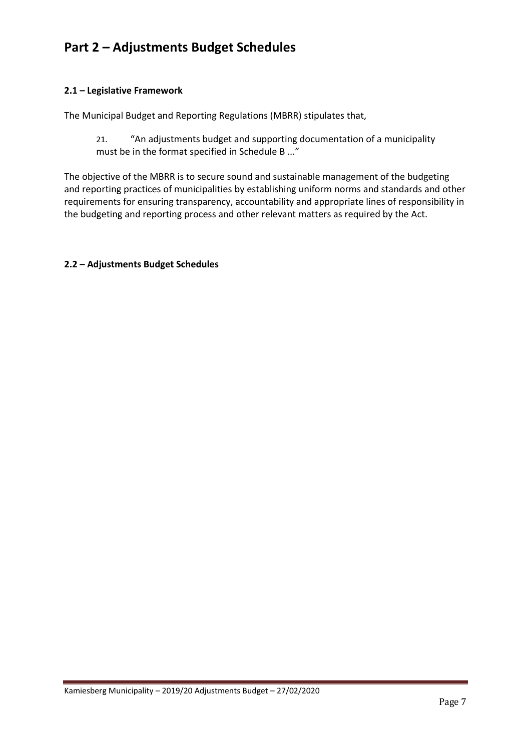# Part 2 – Adjustments Budget Schedules

### 2.1 – Legislative Framework

The Municipal Budget and Reporting Regulations (MBRR) stipulates that,

> 21. "An adjustments budget and supporting documentation of a municipality must be in the format specified in Schedule B ..."

The objective of the MBRR is to secure sound and sustainable management of the budgeting and reporting practices of municipalities by establishing uniform norms and standards and other requirements for ensuring transparency, accountability and appropriate lines of responsibility in the budgeting and reporting process and other relevant matters as required by the Act.

### 2.2 – Adjustments Budget Schedules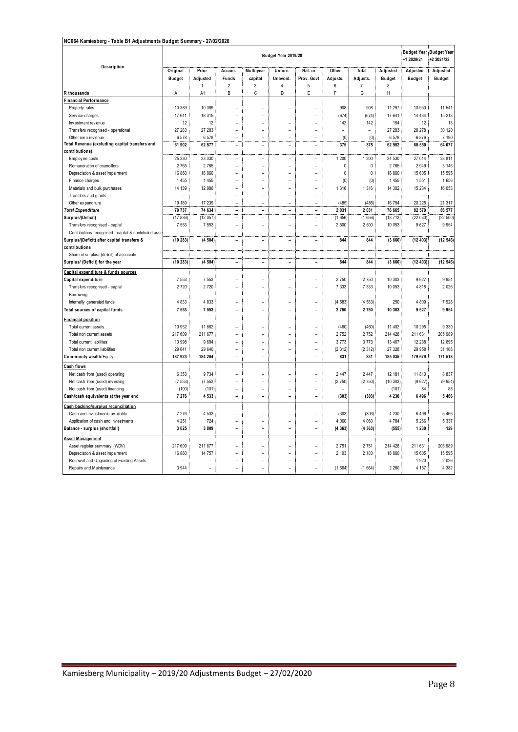**NC064 Kamiesberg - Table B1 Adjustments Budget Summary - 27/02/2020**

| Description | Budget Year 2019/20 | | | | | | | | | Budget Year +1 2020/21 | Budget Year +2 2021/22 |
|---|---|---|---|---|---|---|---|---|---|---|---|
| | Original Budget | Prior Adjusted 1 | Accum. Funds 2 | Multi-year capital 3 | Unfore. Unavoid. 4 | Nat. or Prov. Govt 5 | Other Adjusts. 6 | Total Adjusts. 7 | Adjusted Budget 8 | Adjusted Budget | Adjusted Budget |
| R thousands | A | A1 | B | C | D | E | F | G | H | | |
| **Financial Performance** | | | | | | | | | | | |
| Property rates | 10 389 | 10 389 | – | – | – | – | 908 | 908 | 11 297 | 10 950 | 11 541 |
| Service charges | 17 641 | 18 315 | – | – | – | – | (674) | (674) | 17 641 | 14 434 | 15 213 |
| Investment revenue | 12 | 12 | – | – | – | – | 142 | 142 | 154 | 12 | 13 |
| Transfers recognised - operational | 27 283 | 27 283 | – | – | – | – | – | – | 27 283 | 28 278 | 30 120 |
| Other own revenue | 6 578 | 6 578 | – | – | – | – | (0) | (0) | 6 578 | 6 876 | 7 190 |
| **Total Revenue (excluding capital transfers and contributions)** | **61 902** | **62 577** | **–** | **–** | **–** | **–** | **375** | **375** | **62 952** | **60 550** | **64 077** |
| Employee costs | 25 330 | 23 330 | – | – | – | – | 1 200 | 1 200 | 24 530 | 27 014 | 28 811 |
| Remuneration of councillors | 2 765 | 2 765 | – | – | – | – | 0 | 0 | 2 765 | 2 949 | 3 146 |
| Depreciation & asset impairment | 16 860 | 16 860 | – | – | – | – | 0 | 0 | 16 860 | 15 605 | 15 595 |
| Finance charges | 1 455 | 1 455 | – | – | – | – | (0) | (0) | 1 455 | 1 551 | 1 656 |
| Materials and bulk purchases | 14 139 | 12 986 | – | – | – | – | 1 316 | 1 316 | 14 302 | 15 234 | 16 053 |
| Transfers and grants | – | – | – | – | – | – | – | – | – | – | – |
| Other expenditure | 19 189 | 17 239 | – | – | – | – | (485) | (485) | 16 754 | 20 225 | 21 317 |
| ***Total Expenditure*** | **79 737** | **74 634** | **–** | **–** | **–** | **–** | **2 031** | **2 031** | **76 665** | **82 579** | **86 577** |
| **Surplus/(Deficit)** | (17 836) | (12 057) | – | – | – | – | (1 656) | (1 656) | (13 713) | (22 030) | (22 500) |
| Transfers recognised - capital | 7 553 | 7 553 | – | – | – | – | 2 500 | 2 500 | 10 053 | 9 627 | 9 954 |
| Contributions recognised - capital & contributed asse | – | – | – | – | – | – | – | – | – | – | – |
| **Surplus/(Deficit) after capital transfers & contributions** | **(10 283)** | **(4 504)** | **–** | **–** | **–** | **–** | **844** | **844** | **(3 660)** | **(12 403)** | **(12 546)** |
| Share of surplus/ (deficit) of associate | – | – | – | – | – | – | – | – | – | – | – |
| **Surplus/ (Deficit) for the year** | **(10 283)** | **(4 504)** | **–** | **–** | **–** | **–** | **844** | **844** | **(3 660)** | **(12 403)** | **(12 546)** |
| **Capital expenditure & funds sources** | | | | | | | | | | | |
| **Capital expenditure** | 7 553 | 7 553 | – | – | – | – | 2 750 | 2 750 | 10 303 | 9 627 | 9 954 |
| Transfers recognised - capital | 2 720 | 2 720 | – | – | – | – | 7 333 | 7 333 | 10 053 | 4 818 | 2 026 |
| Borrowing | – | – | – | – | – | – | – | – | – | – | – |
| Internally generated funds | 4 833 | 4 833 | – | – | – | – | (4 583) | (4 583) | 250 | 4 809 | 7 928 |
| **Total sources of capital funds** | **7 553** | **7 553** | **–** | **–** | **–** | **–** | **2 750** | **2 750** | **10 303** | **9 627** | **9 954** |
| **Financial position** | | | | | | | | | | | |
| Total current assets | 10 952 | 11 862 | – | – | – | – | (460) | (460) | 11 402 | 10 295 | 9 330 |
| Total non current assets | 217 609 | 211 677 | – | – | – | – | 2 752 | 2 752 | 214 428 | 211 631 | 205 989 |
| Total current liabilities | 10 998 | 9 694 | – | – | – | – | 3 773 | 3 773 | 13 467 | 12 288 | 12 695 |
| Total non current liabilities | 29 641 | 29 640 | – | – | – | – | (2 312) | (2 312) | 27 328 | 29 958 | 31 106 |
| **Community wealth/Equity** | **187 923** | **184 204** | **–** | **–** | **–** | **–** | **831** | **831** | **185 035** | **179 679** | **171 518** |
| **Cash flows** | | | | | | | | | | | |
| Net cash from (used) operating | 6 353 | 9 734 | – | – | – | – | 2 447 | 2 447 | 12 181 | 11 810 | 8 837 |
| Net cash from (used) investing | (7 553) | (7 553) | – | – | – | – | (2 750) | (2 750) | (10 303) | (9 627) | (9 954) |
| Net cash from (used) financing | (100) | (101) | – | – | – | – | – | – | (101) | 84 | 88 |
| **Cash/cash equivalents at the year end** | **7 276** | **4 533** | **–** | **–** | **–** | **–** | **(303)** | **(303)** | **4 230** | **6 496** | **5 466** |
| **Cash backing/surplus reconciliation** | | | | | | | | | | | |
| Cash and investments available | 7 276 | 4 533 | – | – | – | – | (303) | (303) | 4 230 | 6 496 | 5 466 |
| Application of cash and investments | 4 251 | 724 | – | – | – | – | 4 060 | 4 060 | 4 784 | 5 266 | 5 337 |
| **Balance - surplus (shortfall)** | **3 025** | **3 809** | **–** | **–** | **–** | **–** | **(4 363)** | **(4 363)** | **(555)** | **1 230** | **129** |
| **Asset Management** | | | | | | | | | | | |
| Asset register summary (WDV) | 217 609 | 211 677 | – | – | – | – | 2 751 | 2 751 | 214 428 | 211 631 | 205 989 |
| Depreciation & asset impairment | 16 860 | 14 757 | – | – | – | – | 2 103 | 2 103 | 16 860 | 15 605 | 15 595 |
| Renewal and Upgrading of Existing Assets | – | – | – | – | – | – | – | – | – | 1 920 | 2 026 |
| Repairs and Maintenance | 3 944 | – | – | – | – | – | (1 664) | (1 664) | 2 280 | 4 157 | 4 382 |

Kamiesberg Municipality – 2019/20 Adjustments Budget – 27/02/2020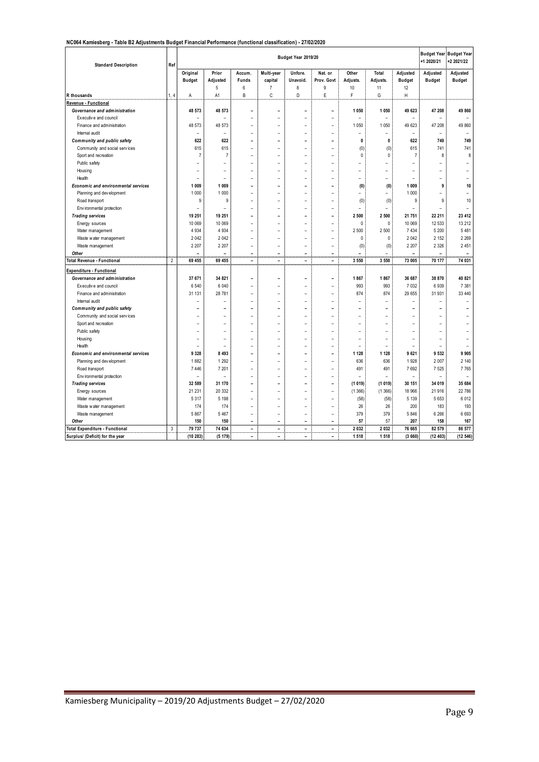**NC064 Kamiesberg - Table B2 Adjustments Budget Financial Performance (functional classification) - 27/02/2020**

| Standard Description | Ref | Budget Year 2019/20 | | | | | | | | | Budget Year +1 2020/21 | Budget Year +2 2021/22 |
|---|---|---|---|---|---|---|---|---|---|---|---|---|
| | | Original Budget | Prior Adjusted | Accum. Funds | Multi-year capital | Unfore. Unavoid. | Nat. or Prov. Govt | Other Adjusts. | Total Adjusts. | Adjusted Budget | Adjusted Budget | Adjusted Budget |
| | | | 5 | 6 | 7 | 8 | 9 | 10 | 11 | 12 | | |
| R thousands | 1, 4 | A | A1 | B | C | D | E | F | G | H | | |
| **Revenue - Functional** | | | | | | | | | | | | |
| *Governance and administration* | | **48 573** | **48 573** | **–** | **–** | **–** | **–** | **1 050** | **1 050** | **49 623** | **47 208** | **49 860** |
| Executive and council | | – | – | – | – | – | – | – | – | – | – | – |
| Finance and administration | | 48 573 | 48 573 | – | – | – | – | 1 050 | 1 050 | 49 623 | 47 208 | 49 860 |
| Internal audit | | – | – | – | – | – | – | – | – | – | – | – |
| *Community and public safety* | | **622** | **622** | **–** | **–** | **–** | **–** | **0** | **0** | **622** | **749** | **749** |
| Community and social services | | 615 | 615 | – | – | – | – | (0) | (0) | 615 | 741 | 741 |
| Sport and recreation | | 7 | 7 | – | – | – | – | 0 | 0 | 7 | 8 | 8 |
| Public safety | | – | – | – | – | – | – | – | – | – | – | – |
| Housing | | – | – | – | – | – | – | – | – | – | – | – |
| Health | | – | – | – | – | – | – | – | – | – | – | – |
| *Economic and environmental services* | | **1 009** | **1 009** | **–** | **–** | **–** | **–** | **(0)** | **(0)** | **1 009** | **9** | **10** |
| Planning and development | | 1 000 | 1 000 | – | – | – | – | – | – | 1 000 | – | – |
| Road transport | | 9 | 9 | – | – | – | – | (0) | (0) | 9 | 9 | 10 |
| Environmental protection | | – | – | – | – | – | – | – | – | – | – | – |
| *Trading services* | | **19 251** | **19 251** | **–** | **–** | **–** | **–** | **2 500** | **2 500** | **21 751** | **22 211** | **23 412** |
| Energy sources | | 10 069 | 10 069 | – | – | – | – | 0 | 0 | 10 069 | 12 533 | 13 212 |
| Water management | | 4 934 | 4 934 | – | – | – | – | 2 500 | 2 500 | 7 434 | 5 200 | 5 481 |
| Waste water management | | 2 042 | 2 042 | – | – | – | – | 0 | 0 | 2 042 | 2 152 | 2 269 |
| Waste management | | 2 207 | 2 207 | – | – | – | – | (0) | (0) | 2 207 | 2 326 | 2 451 |
| *Other* | | – | – | – | – | – | – | – | – | – | – | – |
| **Total Revenue - Functional** | 2 | **69 455** | **69 455** | **–** | **–** | **–** | **–** | **3 550** | **3 550** | **73 005** | **70 177** | **74 031** |
| **Expenditure - Functional** | | | | | | | | | | | | |
| *Governance and administration* | | **37 671** | **34 821** | **–** | **–** | **–** | **–** | **1 867** | **1 867** | **36 687** | **38 870** | **40 821** |
| Executive and council | | 6 540 | 6 040 | – | – | – | – | 993 | 993 | 7 032 | 6 939 | 7 381 |
| Finance and administration | | 31 131 | 28 781 | – | – | – | – | 874 | 874 | 29 655 | 31 931 | 33 440 |
| Internal audit | | – | – | – | – | – | – | – | – | – | – | – |
| *Community and public safety* | | **–** | **–** | **–** | **–** | **–** | **–** | **–** | **–** | **–** | **–** | **–** |
| Community and social services | | – | – | – | – | – | – | – | – | – | – | – |
| Sport and recreation | | – | – | – | – | – | – | – | – | – | – | – |
| Public safety | | – | – | – | – | – | – | – | – | – | – | – |
| Housing | | – | – | – | – | – | – | – | – | – | – | – |
| Health | | – | – | – | – | – | – | – | – | – | – | – |
| *Economic and environmental services* | | **9 328** | **8 493** | **–** | **–** | **–** | **–** | **1 128** | **1 128** | **9 621** | **9 532** | **9 905** |
| Planning and development | | 1 882 | 1 292 | – | – | – | – | 636 | 636 | 1 928 | 2 007 | 2 140 |
| Road transport | | 7 446 | 7 201 | – | – | – | – | 491 | 491 | 7 692 | 7 525 | 7 765 |
| Environmental protection | | – | – | – | – | – | – | – | – | – | – | – |
| *Trading services* | | **32 589** | **31 170** | **–** | **–** | **–** | **–** | **(1 019)** | **(1 019)** | **30 151** | **34 019** | **35 684** |
| Energy sources | | 21 231 | 20 332 | – | – | – | – | (1 366) | (1 366) | 18 966 | 21 916 | 22 786 |
| Water management | | 5 317 | 5 198 | – | – | – | – | (58) | (58) | 5 139 | 5 653 | 6 012 |
| Waste water management | | 174 | 174 | – | – | – | – | 26 | 26 | 200 | 183 | 193 |
| Waste management | | 5 867 | 5 467 | – | – | – | – | 379 | 379 | 5 846 | 6 266 | 6 693 |
| *Other* | | **150** | **150** | **–** | **–** | **–** | **–** | **57** | **57** | **207** | **158** | **167** |
| **Total Expenditure - Functional** | 3 | **79 737** | **74 634** | **–** | **–** | **–** | **–** | **2 032** | **2 032** | **76 665** | **82 579** | **86 577** |
| **Surplus/ (Deficit) for the year** | | **(10 283)** | **(5 179)** | **–** | **–** | **–** | **–** | **1 518** | **1 518** | **(3 660)** | **(12 403)** | **(12 546)** |

Kamiesberg Municipality – 2019/20 Adjustments Budget – 27/02/2020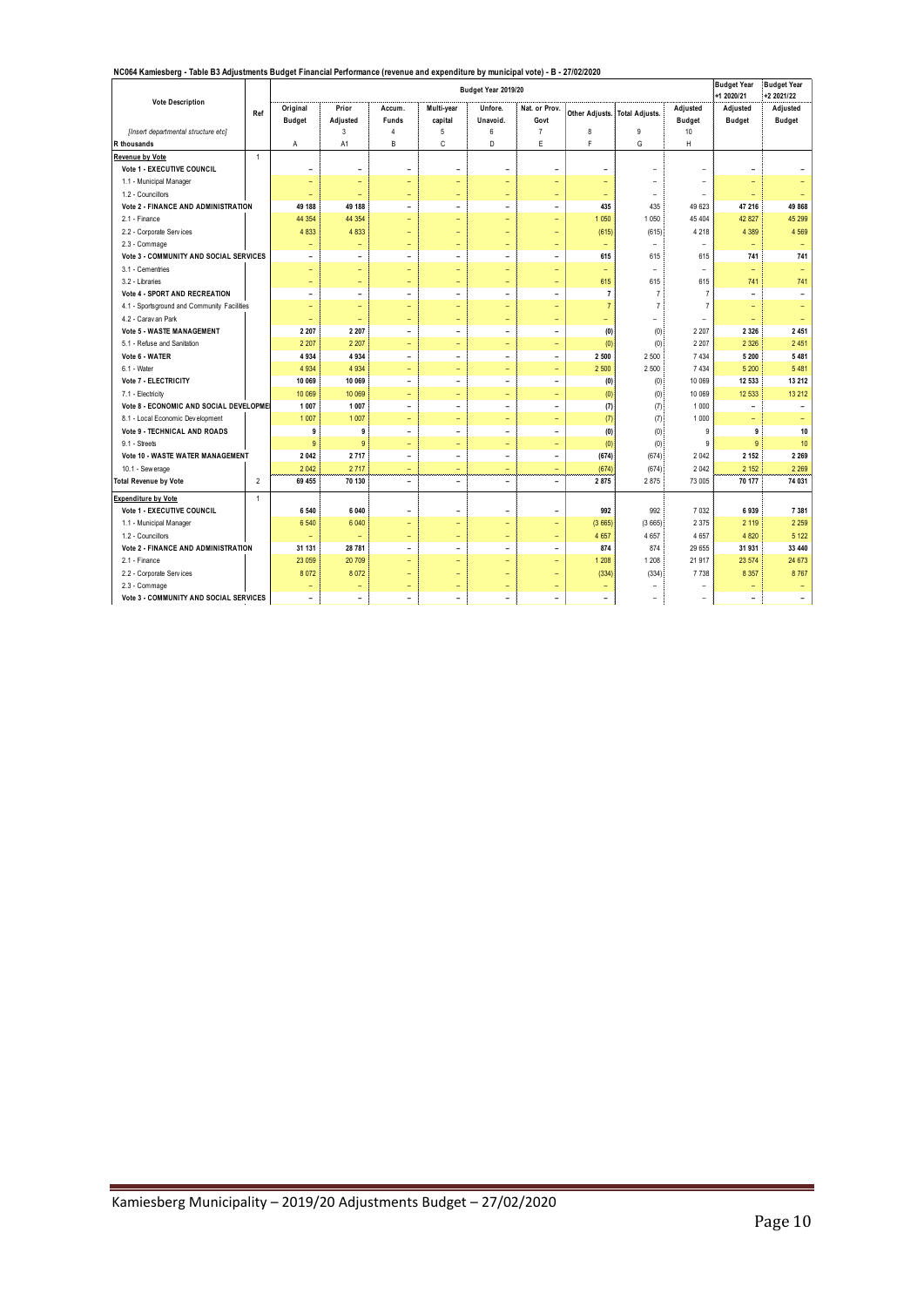**NC064 Kamiesberg - Table B3 Adjustments Budget Financial Performance (revenue and expenditure by municipal vote) - B - 27/02/2020**

| Vote Description | Ref | Budget Year 2019/20 | | | | | | | | | | Budget Year +1 2020/21 | Budget Year +2 2021/22 |
|---|---|---|---|---|---|---|---|---|---|---|---|---|---|
| | | Original Budget | Prior Adjusted | Accum. Funds | Multi-year capital | Unfore. Unavoid. | Nat. or Prov. Govt | Other Adjusts. | Total Adjusts. | Adjusted Budget | | Adjusted Budget | Adjusted Budget |
| *[Insert departmental structure etc]* | | | 3 | 4 | 5 | 6 | 7 | 8 | 9 | 10 | | | |
| **R thousands** | | A | A1 | B | C | D | E | F | G | H | | | |
| **Revenue by Vote** | 1 | | | | | | | | | | | | |
| **Vote 1 - EXECUTIVE COUNCIL** | | – | – | – | – | – | – | – | – | – | | – | – |
| 1.1 - Municipal Manager | | – | – | – | – | – | – | – | – | – | | – | – |
| 1.2 - Councillors | | – | – | – | – | – | – | – | – | – | | – | – |
| **Vote 2 - FINANCE AND ADMINISTRATION** | | 49 188 | 49 188 | – | – | – | – | 435 | 435 | 49 623 | | 47 216 | 49 868 |
| 2.1 - Finance | | 44 354 | 44 354 | – | – | – | – | 1 050 | 1 050 | 45 404 | | 42 827 | 45 299 |
| 2.2 - Corporate Services | | 4 833 | 4 833 | – | – | – | – | (615) | (615) | 4 218 | | 4 389 | 4 569 |
| 2.3 - Commage | | – | – | – | – | – | – | – | – | – | | – | – |
| **Vote 3 - COMMUNITY AND SOCIAL SERVICES** | | – | – | – | – | – | – | 615 | 615 | 615 | | 741 | 741 |
| 3.1 - Cementries | | – | – | – | – | – | – | – | – | – | | – | – |
| 3.2 - Libraries | | – | – | – | – | – | – | 615 | 615 | 615 | | 741 | 741 |
| **Vote 4 - SPORT AND RECREATION** | | – | – | – | – | – | – | 7 | 7 | 7 | | – | – |
| 4.1 - Sportsground and Community Facilities | | – | – | – | – | – | – | 7 | 7 | 7 | | – | – |
| 4.2 - Caravan Park | | – | – | – | – | – | – | – | – | – | | – | – |
| **Vote 5 - WASTE MANAGEMENT** | | 2 207 | 2 207 | – | – | – | – | (0) | (0) | 2 207 | | 2 326 | 2 451 |
| 5.1 - Refuse and Sanitation | | 2 207 | 2 207 | – | – | – | – | (0) | (0) | 2 207 | | 2 326 | 2 451 |
| **Vote 6 - WATER** | | 4 934 | 4 934 | – | – | – | – | 2 500 | 2 500 | 7 434 | | 5 200 | 5 481 |
| 6.1 - Water | | 4 934 | 4 934 | – | – | – | – | 2 500 | 2 500 | 7 434 | | 5 200 | 5 481 |
| **Vote 7 - ELECTRICITY** | | 10 069 | 10 069 | – | – | – | – | (0) | (0) | 10 069 | | 12 533 | 13 212 |
| 7.1 - Electricity | | 10 069 | 10 069 | – | – | – | – | (0) | (0) | 10 069 | | 12 533 | 13 212 |
| **Vote 8 - ECONOMIC AND SOCIAL DEVELOPMEI** | | 1 007 | 1 007 | – | – | – | – | (7) | (7) | 1 000 | | – | – |
| 8.1 - Local Economic Development | | 1 007 | 1 007 | – | – | – | – | (7) | (7) | 1 000 | | – | – |
| **Vote 9 - TECHNICAL AND ROADS** | | 9 | 9 | – | – | – | – | (0) | (0) | 9 | | 9 | 10 |
| 9.1 - Streets | | 9 | 9 | – | – | – | – | (0) | (0) | 9 | | 9 | 10 |
| **Vote 10 - WASTE WATER MANAGEMENT** | | 2 042 | 2 717 | – | – | – | – | (674) | (674) | 2 042 | | 2 152 | 2 269 |
| 10.1 - Sewerage | | 2 042 | 2 717 | – | – | – | – | (674) | (674) | 2 042 | | 2 152 | 2 269 |
| **Total Revenue by Vote** | 2 | 69 455 | 70 130 | – | – | – | – | 2 875 | 2 875 | 73 005 | | 70 177 | 74 031 |
| **Expenditure by Vote** | 1 | | | | | | | | | | | | |
| **Vote 1 - EXECUTIVE COUNCIL** | | 6 540 | 6 040 | – | – | – | – | 992 | 992 | 7 032 | | 6 939 | 7 381 |
| 1.1 - Municipal Manager | | 6 540 | 6 040 | – | – | – | – | (3 665) | (3 665) | 2 375 | | 2 119 | 2 259 |
| 1.2 - Councillors | | – | – | – | – | – | – | 4 657 | 4 657 | 4 657 | | 4 820 | 5 122 |
| **Vote 2 - FINANCE AND ADMINISTRATION** | | 31 131 | 28 781 | – | – | – | – | 874 | 874 | 29 655 | | 31 931 | 33 440 |
| 2.1 - Finance | | 23 059 | 20 709 | – | – | – | – | 1 208 | 1 208 | 21 917 | | 23 574 | 24 673 |
| 2.2 - Corporate Services | | 8 072 | 8 072 | – | – | – | – | (334) | (334) | 7 738 | | 8 357 | 8 767 |
| 2.3 - Commage | | – | – | – | – | – | – | – | – | – | | – | – |
| **Vote 3 - COMMUNITY AND SOCIAL SERVICES** | | – | – | – | – | – | – | – | – | – | | – | – |

Kamiesberg Municipality – 2019/20 Adjustments Budget – 27/02/2020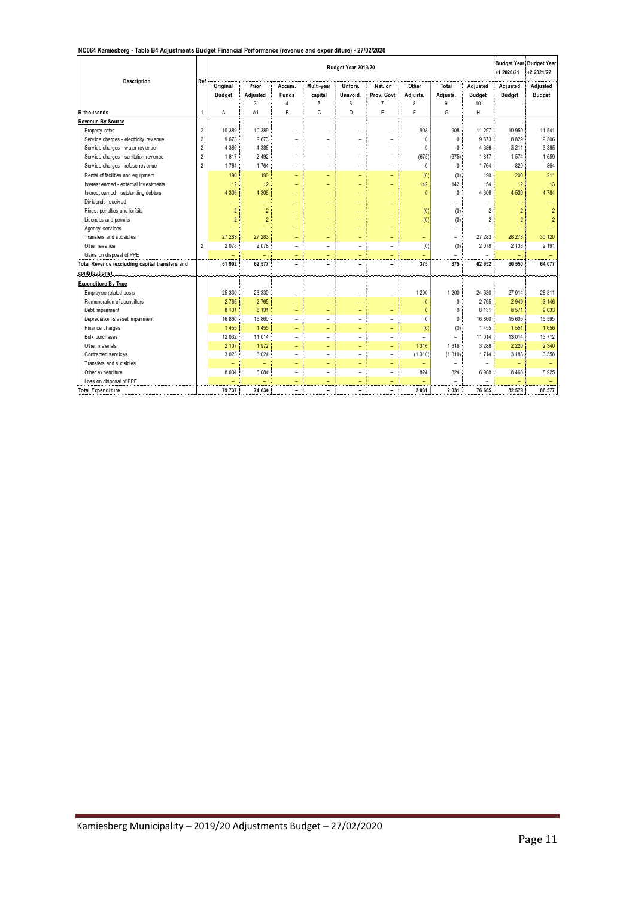**NC064 Kamiesberg - Table B4 Adjustments Budget Financial Performance (revenue and expenditure) - 27/02/2020**

| Description | Ref | Budget Year 2019/20 | | | | | | | | | Budget Year +1 2020/21 | Budget Year +2 2021/22 |
|---|---|---|---|---|---|---|---|---|---|---|---|---|
| | | Original Budget | Prior Adjusted 3 | Accum. Funds 4 | Multi-year capital 5 | Unfore. Unavoid. 6 | Nat. or Prov. Govt 7 | Other Adjusts. 8 | Total Adjusts. 9 | Adjusted Budget 10 | Adjusted Budget | Adjusted Budget |
| R thousands | 1 | A | A1 | B | C | D | E | F | G | H | | |
| **Revenue By Source** | | | | | | | | | | | | |
| Property rates | 2 | 10 389 | 10 389 | – | – | – | – | 908 | 908 | 11 297 | 10 950 | 11 541 |
| Service charges - electricity revenue | 2 | 9 673 | 9 673 | – | – | – | – | 0 | 0 | 9 673 | 8 829 | 9 306 |
| Service charges - water revenue | 2 | 4 386 | 4 386 | – | – | – | – | 0 | 0 | 4 386 | 3 211 | 3 385 |
| Service charges - sanitation revenue | 2 | 1 817 | 2 492 | – | – | – | – | (675) | (675) | 1 817 | 1 574 | 1 659 |
| Service charges - refuse revenue | 2 | 1 764 | 1 764 | – | – | – | – | 0 | 0 | 1 764 | 820 | 864 |
| Rental of facilities and equipment | | 190 | 190 | – | – | – | – | (0) | (0) | 190 | 200 | 211 |
| Interest earned - external investments | | 12 | 12 | – | – | – | – | 142 | 142 | 154 | 12 | 13 |
| Interest earned - outstanding debtors | | 4 306 | 4 306 | – | – | – | – | 0 | 0 | 4 306 | 4 539 | 4 784 |
| Dividends received | | – | – | – | – | – | – | – | – | – | – | – |
| Fines, penalties and forfeits | | 2 | 2 | – | – | – | – | (0) | (0) | 2 | 2 | 2 |
| Licences and permits | | 2 | 2 | – | – | – | – | (0) | (0) | 2 | 2 | 2 |
| Agency services | | – | – | – | – | – | – | – | – | – | – | – |
| Transfers and subsidies | | 27 283 | 27 283 | – | – | – | – | – | – | 27 283 | 28 278 | 30 120 |
| Other revenue | 2 | 2 078 | 2 078 | – | – | – | – | (0) | (0) | 2 078 | 2 133 | 2 191 |
| Gains on disposal of PPE | | – | – | – | – | – | – | – | – | – | – | – |
| **Total Revenue (excluding capital transfers and contributions)** | | **61 902** | **62 577** | **–** | **–** | **–** | **–** | **375** | **375** | **62 952** | **60 550** | **64 077** |
| **Expenditure By Type** | | | | | | | | | | | | |
| Employee related costs | | 25 330 | 23 330 | – | – | – | – | 1 200 | 1 200 | 24 530 | 27 014 | 28 811 |
| Remuneration of councillors | | 2 765 | 2 765 | – | – | – | – | 0 | 0 | 2 765 | 2 949 | 3 146 |
| Debt impairment | | 8 131 | 8 131 | – | – | – | – | 0 | 0 | 8 131 | 8 571 | 9 033 |
| Depreciation & asset impairment | | 16 860 | 16 860 | – | – | – | – | 0 | 0 | 16 860 | 15 605 | 15 595 |
| Finance charges | | 1 455 | 1 455 | – | – | – | – | (0) | (0) | 1 455 | 1 551 | 1 656 |
| Bulk purchases | | 12 032 | 11 014 | – | – | – | – | – | – | 11 014 | 13 014 | 13 712 |
| Other materials | | 2 107 | 1 972 | – | – | – | – | 1 316 | 1 316 | 3 288 | 2 220 | 2 340 |
| Contracted services | | 3 023 | 3 024 | – | – | – | – | (1 310) | (1 310) | 1 714 | 3 186 | 3 358 |
| Transfers and subsidies | | – | – | – | – | – | – | – | – | – | – | – |
| Other expenditure | | 8 034 | 6 084 | – | – | – | – | 824 | 824 | 6 908 | 8 468 | 8 925 |
| Loss on disposal of PPE | | – | – | – | – | – | – | – | – | – | – | – |
| **Total Expenditure** | | **79 737** | **74 634** | **–** | **–** | **–** | **–** | **2 031** | **2 031** | **76 665** | **82 579** | **86 577** |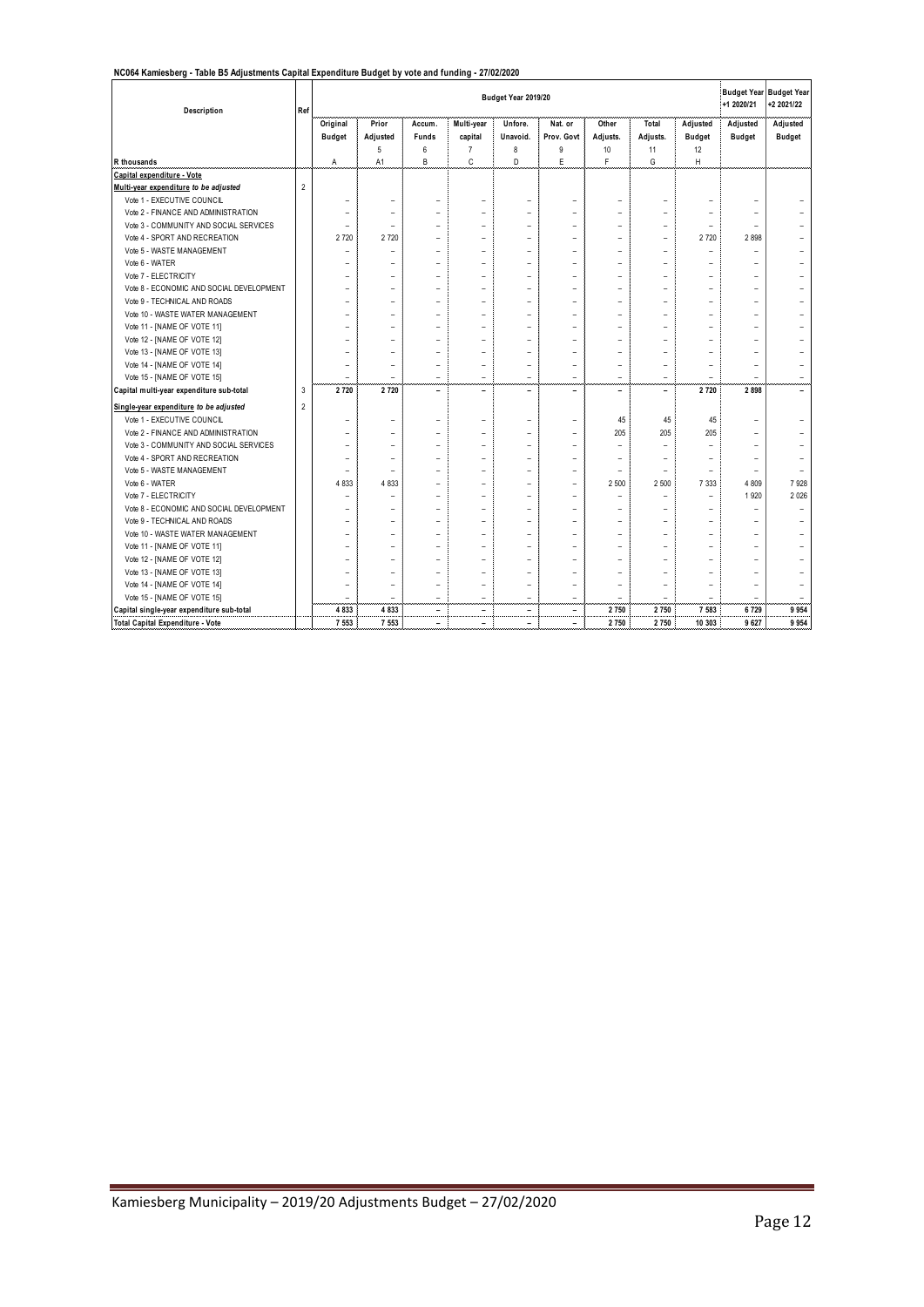**NC064 Kamiesberg - Table B5 Adjustments Capital Expenditure Budget by vote and funding - 27/02/2020**

| Description | Ref | Budget Year 2019/20 | | | | | | | | | Budget Year +1 2020/21 | Budget Year +2 2021/22 |
|---|---|---|---|---|---|---|---|---|---|---|---|---|
| | | Original Budget | Prior Adjusted | Accum. Funds | Multi-year capital | Unfore. Unavoid. | Nat. or Prov. Govt | Other Adjusts. | Total Adjusts. | Adjusted Budget | Adjusted Budget | Adjusted Budget |
| | | | 5 | 6 | 7 | 8 | 9 | 10 | 11 | 12 | | |
| R thousands | | A | A1 | B | C | D | E | F | G | H | | |
| **Capital expenditure - Vote** | | | | | | | | | | | | |
| **Multi-year expenditure** *to be adjusted* | 2 | | | | | | | | | | | |
| Vote 1 - EXECUTIVE COUNCIL | | – | – | – | – | – | – | – | – | – | – | – |
| Vote 2 - FINANCE AND ADMINISTRATION | | – | – | – | – | – | – | – | – | – | – | – |
| Vote 3 - COMMUNITY AND SOCIAL SERVICES | | – | – | – | – | – | – | – | – | – | – | – |
| Vote 4 - SPORT AND RECREATION | | 2 720 | 2 720 | – | – | – | – | – | – | 2 720 | 2 898 | – |
| Vote 5 - WASTE MANAGEMENT | | – | – | – | – | – | – | – | – | – | – | – |
| Vote 6 - WATER | | – | – | – | – | – | – | – | – | – | – | – |
| Vote 7 - ELECTRICITY | | – | – | – | – | – | – | – | – | – | – | – |
| Vote 8 - ECONOMIC AND SOCIAL DEVELOPMENT | | – | – | – | – | – | – | – | – | – | – | – |
| Vote 9 - TECHNICAL AND ROADS | | – | – | – | – | – | – | – | – | – | – | – |
| Vote 10 - WASTE WATER MANAGEMENT | | – | – | – | – | – | – | – | – | – | – | – |
| Vote 11 - [NAME OF VOTE 11] | | – | – | – | – | – | – | – | – | – | – | – |
| Vote 12 - [NAME OF VOTE 12] | | – | – | – | – | – | – | – | – | – | – | – |
| Vote 13 - [NAME OF VOTE 13] | | – | – | – | – | – | – | – | – | – | – | – |
| Vote 14 - [NAME OF VOTE 14] | | – | – | – | – | – | – | – | – | – | – | – |
| Vote 15 - [NAME OF VOTE 15] | | – | – | – | – | – | – | – | – | – | – | – |
| **Capital multi-year expenditure sub-total** | 3 | **2 720** | **2 720** | **–** | **–** | **–** | **–** | **–** | **–** | **2 720** | **2 898** | **–** |
| **Single-year expenditure** *to be adjusted* | 2 | | | | | | | | | | | |
| Vote 1 - EXECUTIVE COUNCIL | | – | – | – | – | – | – | 45 | 45 | 45 | – | – |
| Vote 2 - FINANCE AND ADMINISTRATION | | – | – | – | – | – | – | 205 | 205 | 205 | – | – |
| Vote 3 - COMMUNITY AND SOCIAL SERVICES | | – | – | – | – | – | – | – | – | – | – | – |
| Vote 4 - SPORT AND RECREATION | | – | – | – | – | – | – | – | – | – | – | – |
| Vote 5 - WASTE MANAGEMENT | | – | – | – | – | – | – | – | – | – | – | – |
| Vote 6 - WATER | | 4 833 | 4 833 | – | – | – | – | 2 500 | 2 500 | 7 333 | 4 809 | 7 928 |
| Vote 7 - ELECTRICITY | | – | – | – | – | – | – | – | – | – | 1 920 | 2 026 |
| Vote 8 - ECONOMIC AND SOCIAL DEVELOPMENT | | – | – | – | – | – | – | – | – | – | – | – |
| Vote 9 - TECHNICAL AND ROADS | | – | – | – | – | – | – | – | – | – | – | – |
| Vote 10 - WASTE WATER MANAGEMENT | | – | – | – | – | – | – | – | – | – | – | – |
| Vote 11 - [NAME OF VOTE 11] | | – | – | – | – | – | – | – | – | – | – | – |
| Vote 12 - [NAME OF VOTE 12] | | – | – | – | – | – | – | – | – | – | – | – |
| Vote 13 - [NAME OF VOTE 13] | | – | – | – | – | – | – | – | – | – | – | – |
| Vote 14 - [NAME OF VOTE 14] | | – | – | – | – | – | – | – | – | – | – | – |
| Vote 15 - [NAME OF VOTE 15] | | – | – | – | – | – | – | – | – | – | – | – |
| **Capital single-year expenditure sub-total** | | **4 833** | **4 833** | **–** | **–** | **–** | **–** | **2 750** | **2 750** | **7 583** | **6 729** | **9 954** |
| **Total Capital Expenditure - Vote** | | **7 553** | **7 553** | **–** | **–** | **–** | **–** | **2 750** | **2 750** | **10 303** | **9 627** | **9 954** |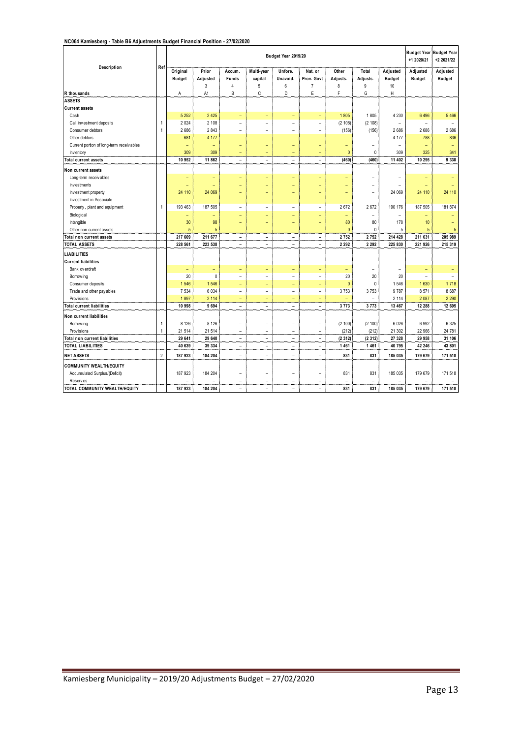**NC064 Kamiesberg - Table B6 Adjustments Budget Financial Position - 27/02/2020**

| Description | Ref | Budget Year 2019/20 | | | | | | | | | Budget Year +1 2020/21 | Budget Year +2 2021/22 |
|---|---|---|---|---|---|---|---|---|---|---|---|---|
| | | Original Budget | Prior Adjusted | Accum. Funds | Multi-year capital | Unfore. Unavoid. | Nat. or Prov. Govt | Other Adjusts. | Total Adjusts. | Adjusted Budget | Adjusted Budget | Adjusted Budget |
| | | | 3 | 4 | 5 | 6 | 7 | 8 | 9 | 10 | | |
| R thousands | | A | A1 | B | C | D | E | F | G | H | | |
| **ASSETS** | | | | | | | | | | | | |
| **Current assets** | | | | | | | | | | | | |
| Cash | | 5 252 | 2 425 | – | – | – | – | 1 805 | 1 805 | 4 230 | 6 496 | 5 466 |
| Call investment deposits | 1 | 2 024 | 2 108 | – | – | – | – | (2 108) | (2 108) | – | – | – |
| Consumer debtors | 1 | 2 686 | 2 843 | – | – | – | – | (156) | (156) | 2 686 | 2 686 | 2 686 |
| Other debtors | | 681 | 4 177 | – | – | – | – | – | – | 4 177 | 788 | 836 |
| Current portion of long-term receivables | | – | – | – | – | – | – | – | – | – | – | – |
| Inventory | | 309 | 309 | – | – | – | – | 0 | 0 | 309 | 325 | 341 |
| **Total current assets** | | **10 952** | **11 862** | **–** | **–** | **–** | **–** | **(460)** | **(460)** | **11 402** | **10 295** | **9 330** |
| **Non current assets** | | | | | | | | | | | | |
| Long-term receivables | | – | – | – | – | – | – | – | – | – | – | – |
| Investments | | – | – | – | – | – | – | – | – | – | – | – |
| Investment property | | 24 110 | 24 069 | – | – | – | – | – | – | 24 069 | 24 110 | 24 110 |
| Investment in Associate | | – | – | – | – | – | – | – | – | – | – | – |
| Property, plant and equipment | 1 | 193 463 | 187 505 | – | – | – | – | 2 672 | 2 672 | 190 176 | 187 505 | 181 874 |
| Biological | | – | – | – | – | – | – | – | – | – | – | – |
| Intangible | | 30 | 98 | – | – | – | – | 80 | 80 | 178 | 10 | – |
| Other non-current assets | | 5 | 5 | – | – | – | – | 0 | 0 | 5 | 5 | 5 |
| **Total non current assets** | | **217 609** | **211 677** | **–** | **–** | **–** | **–** | **2 752** | **2 752** | **214 428** | **211 631** | **205 989** |
| **TOTAL ASSETS** | | **228 561** | **223 538** | **–** | **–** | **–** | **–** | **2 292** | **2 292** | **225 830** | **221 926** | **215 319** |
| **LIABILITIES** | | | | | | | | | | | | |
| **Current liabilities** | | | | | | | | | | | | |
| Bank overdraft | | – | – | – | – | – | – | – | – | – | – | – |
| Borrowing | | 20 | 0 | – | – | – | – | 20 | 20 | 20 | – | – |
| Consumer deposits | | 1 546 | 1 546 | – | – | – | – | 0 | 0 | 1 546 | 1 630 | 1 718 |
| Trade and other payables | | 7 534 | 6 034 | – | – | – | – | 3 753 | 3 753 | 9 787 | 8 571 | 8 687 |
| Provisions | | 1 897 | 2 114 | – | – | – | – | – | – | 2 114 | 2 087 | 2 290 |
| **Total current liabilities** | | **10 998** | **9 694** | **–** | **–** | **–** | **–** | **3 773** | **3 773** | **13 467** | **12 288** | **12 695** |
| **Non current liabilities** | | | | | | | | | | | | |
| Borrowing | 1 | 8 126 | 8 126 | – | – | – | – | (2 100) | (2 100) | 6 026 | 6 992 | 6 325 |
| Provisions | 1 | 21 514 | 21 514 | – | – | – | – | (212) | (212) | 21 302 | 22 966 | 24 781 |
| **Total non current liabilities** | | **29 641** | **29 640** | **–** | **–** | **–** | **–** | **(2 312)** | **(2 312)** | **27 328** | **29 958** | **31 106** |
| **TOTAL LIABILITIES** | | **40 639** | **39 334** | **–** | **–** | **–** | **–** | **1 461** | **1 461** | **40 795** | **42 246** | **43 801** |
| **NET ASSETS** | 2 | **187 923** | **184 204** | **–** | **–** | **–** | **–** | **831** | **831** | **185 035** | **179 679** | **171 518** |
| **COMMUNITY WEALTH/EQUITY** | | | | | | | | | | | | |
| Accumulated Surplus/(Deficit) | | 187 923 | 184 204 | – | – | – | – | 831 | 831 | 185 035 | 179 679 | 171 518 |
| Reserves | | – | – | – | – | – | – | – | – | – | – | – |
| **TOTAL COMMUNITY WEALTH/EQUITY** | | **187 923** | **184 204** | **–** | **–** | **–** | **–** | **831** | **831** | **185 035** | **179 679** | **171 518** |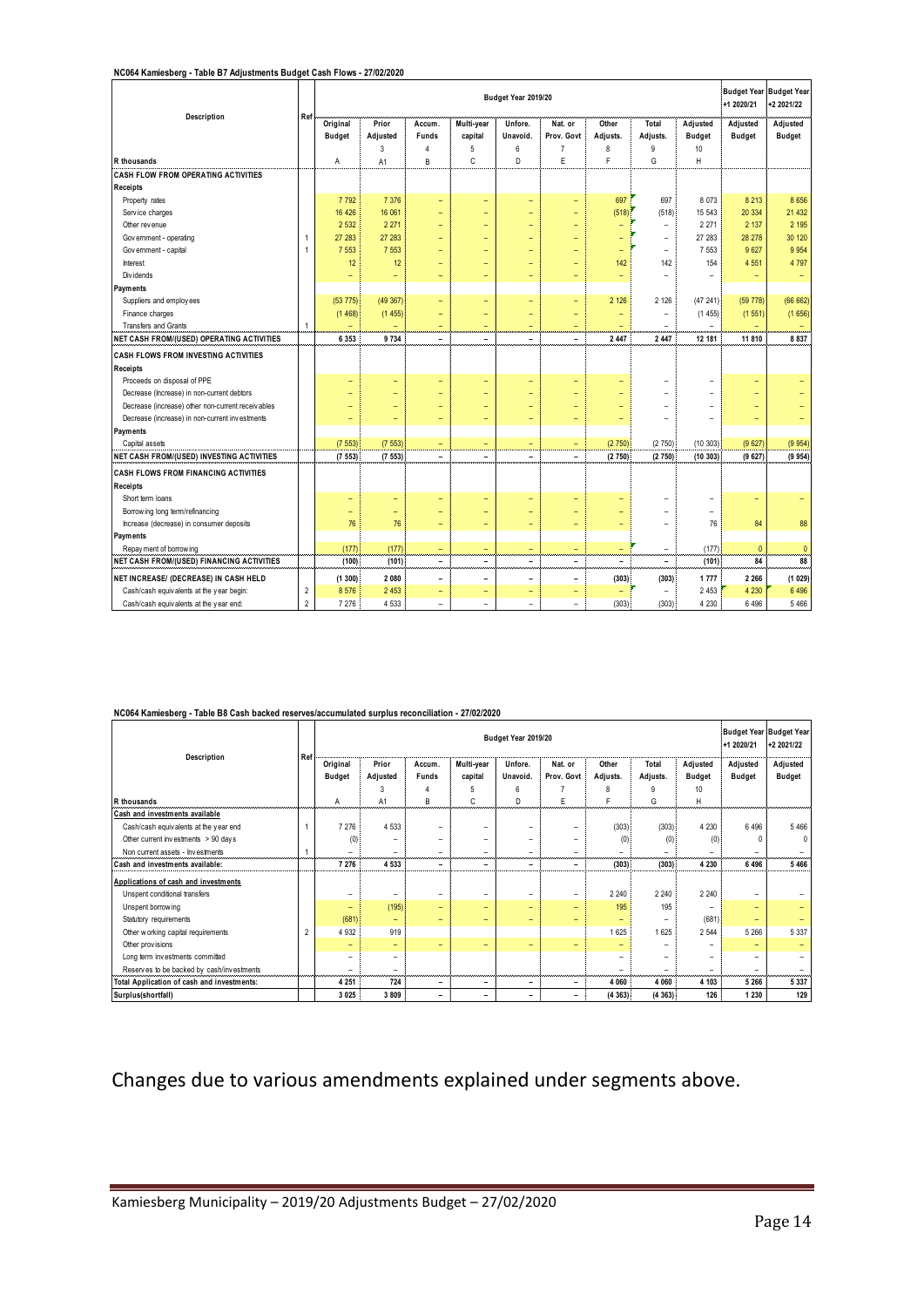**NC064 Kamiesberg - Table B7 Adjustments Budget Cash Flows - 27/02/2020**

| Description | Ref | Budget Year 2019/20 | | | | | | | | | Budget Year +1 2020/21 | Budget Year +2 2021/22 |
|---|---|---|---|---|---|---|---|---|---|---|---|---|
| | | Original Budget | Prior Adjusted | Accum. Funds | Multi-year capital | Unfore. Unavoid. | Nat. or Prov. Govt | Other Adjusts. | Total Adjusts. | Adjusted Budget | Adjusted Budget | Adjusted Budget |
| | | | 3 | 4 | 5 | 6 | 7 | 8 | 9 | 10 | | |
| R thousands | | A | A1 | B | C | D | E | F | G | H | | |
| **CASH FLOW FROM OPERATING ACTIVITIES** | | | | | | | | | | | | |
| **Receipts** | | | | | | | | | | | | |
| Property rates | | 7 792 | 7 376 | – | – | – | – | 697 | 697 | 8 073 | 8 213 | 8 656 |
| Service charges | | 16 426 | 16 061 | – | – | – | – | (518) | (518) | 15 543 | 20 334 | 21 432 |
| Other revenue | | 2 532 | 2 271 | – | – | – | – | – | – | 2 271 | 2 137 | 2 195 |
| Government - operating | 1 | 27 283 | 27 283 | – | – | – | – | – | – | 27 283 | 28 278 | 30 120 |
| Government - capital | 1 | 7 553 | 7 553 | – | – | – | – | – | – | 7 553 | 9 627 | 9 954 |
| Interest | | 12 | 12 | – | – | – | – | 142 | 142 | 154 | 4 551 | 4 797 |
| Dividends | | – | – | – | – | – | – | – | – | – | – | – |
| **Payments** | | | | | | | | | | | | |
| Suppliers and employees | | (53 775) | (49 367) | – | – | – | – | 2 126 | 2 126 | (47 241) | (59 778) | (66 662) |
| Finance charges | | (1 468) | (1 455) | – | – | – | – | – | – | (1 455) | (1 551) | (1 656) |
| Transfers and Grants | 1 | – | – | – | – | – | – | – | – | – | – | – |
| **NET CASH FROM/(USED) OPERATING ACTIVITIES** | | **6 353** | **9 734** | **–** | **–** | **–** | **–** | **2 447** | **2 447** | **12 181** | **11 810** | **8 837** |
| **CASH FLOWS FROM INVESTING ACTIVITIES** | | | | | | | | | | | | |
| **Receipts** | | | | | | | | | | | | |
| Proceeds on disposal of PPE | | – | – | – | – | – | – | – | – | – | – | – |
| Decrease (Increase) in non-current debtors | | – | – | – | – | – | – | – | – | – | – | – |
| Decrease (increase) other non-current receivables | | – | – | – | – | – | – | – | – | – | – | – |
| Decrease (increase) in non-current investments | | – | – | – | – | – | – | – | – | – | – | – |
| **Payments** | | | | | | | | | | | | |
| Capital assets | | (7 553) | (7 553) | – | – | – | – | (2 750) | (2 750) | (10 303) | (9 627) | (9 954) |
| **NET CASH FROM/(USED) INVESTING ACTIVITIES** | | **(7 553)** | **(7 553)** | **–** | **–** | **–** | **–** | **(2 750)** | **(2 750)** | **(10 303)** | **(9 627)** | **(9 954)** |
| **CASH FLOWS FROM FINANCING ACTIVITIES** | | | | | | | | | | | | |
| **Receipts** | | | | | | | | | | | | |
| Short term loans | | – | – | – | – | – | – | – | – | – | – | – |
| Borrowing long term/refinancing | | – | – | – | – | – | – | – | – | – | | |
| Increase (decrease) in consumer deposits | | 76 | 76 | – | – | – | – | – | – | 76 | 84 | 88 |
| **Payments** | | | | | | | | | | | | |
| Repayment of borrowing | | (177) | (177) | – | – | – | – | – | – | (177) | 0 | 0 |
| **NET CASH FROM/(USED) FINANCING ACTIVITIES** | | **(100)** | **(101)** | **–** | **–** | **–** | **–** | **–** | **–** | **(101)** | **84** | **88** |
| **NET INCREASE/ (DECREASE) IN CASH HELD** | | **(1 300)** | **2 080** | **–** | **–** | **–** | **–** | **(303)** | **(303)** | **1 777** | **2 266** | **(1 029)** |
| Cash/cash equivalents at the year begin: | 2 | 8 576 | 2 453 | – | – | – | – | – | – | 2 453 | 4 230 | 6 496 |
| Cash/cash equivalents at the year end: | 2 | 7 276 | 4 533 | – | – | – | – | (303) | (303) | 4 230 | 6 496 | 5 466 |

**NC064 Kamiesberg - Table B8 Cash backed reserves/accumulated surplus reconciliation - 27/02/2020**

| Description | Ref | Budget Year 2019/20 | | | | | | | | | Budget Year +1 2020/21 | Budget Year +2 2021/22 |
|---|---|---|---|---|---|---|---|---|---|---|---|---|
| | | Original Budget | Prior Adjusted | Accum. Funds | Multi-year capital | Unfore. Unavoid. | Nat. or Prov. Govt | Other Adjusts. | Total Adjusts. | Adjusted Budget | Adjusted Budget | Adjusted Budget |
| | | | 3 | 4 | 5 | 6 | 7 | 8 | 9 | 10 | | |
| R thousands | | A | A1 | B | C | D | E | F | G | H | | |
| **Cash and investments available** | | | | | | | | | | | | |
| Cash/cash equivalents at the year end | 1 | 7 276 | 4 533 | – | – | – | – | (303) | (303) | 4 230 | 6 496 | 5 466 |
| Other current investments > 90 days | | (0) | – | – | – | – | – | (0) | (0) | (0) | 0 | 0 |
| Non current assets - Investments | 1 | – | – | – | – | – | – | – | – | – | – | – |
| **Cash and investments available:** | | **7 276** | **4 533** | **–** | **–** | **–** | **–** | **(303)** | **(303)** | **4 230** | **6 496** | **5 466** |
| **Applications of cash and investments** | | | | | | | | | | | | |
| Unspent conditional transfers | | – | – | – | – | – | – | 2 240 | 2 240 | 2 240 | – | – |
| Unspent borrowing | | – | (195) | – | – | – | – | 195 | 195 | – | – | – |
| Statutory requirements | | (681) | – | – | – | – | – | – | – | (681) | – | – |
| Other working capital requirements | 2 | 4 932 | 919 | | | | | 1 625 | 1 625 | 2 544 | 5 266 | 5 337 |
| Other provisions | | – | – | – | – | – | – | – | – | – | – | – |
| Long term investments committed | | – | – | | | | | – | – | – | – | – |
| Reserves to be backed by cash/investments | | – | – | | | | | – | – | – | – | – |
| **Total Application of cash and investments:** | | **4 251** | **724** | **–** | **–** | **–** | **–** | **4 060** | **4 060** | **4 103** | **5 266** | **5 337** |
| **Surplus(shortfall)** | | **3 025** | **3 809** | **–** | **–** | **–** | **–** | **(4 363)** | **(4 363)** | **126** | **1 230** | **129** |

Changes due to various amendments explained under segments above.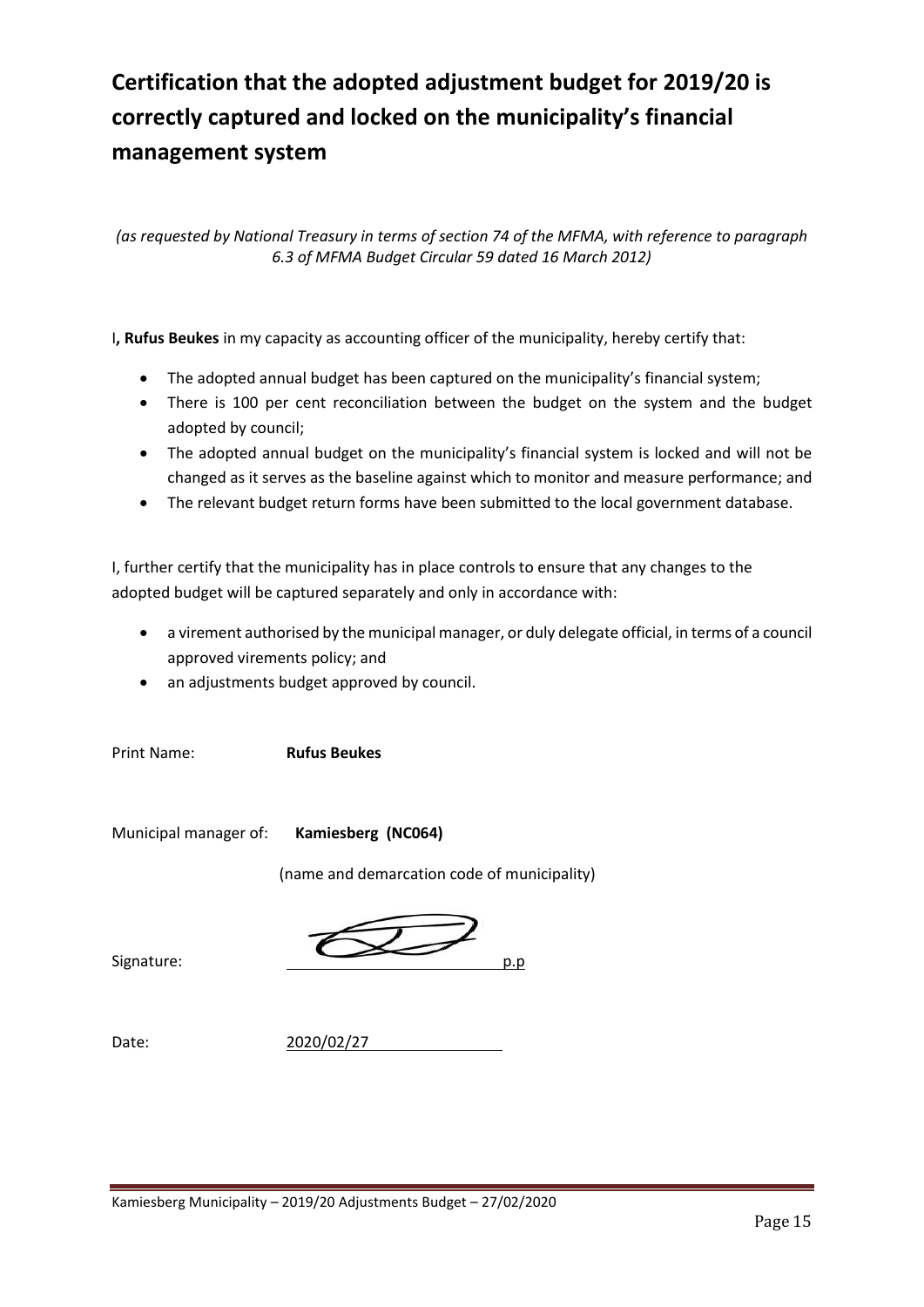# Certification that the adopted adjustment budget for 2019/20 is correctly captured and locked on the municipality's financial management system

*(as requested by National Treasury in terms of section 74 of the MFMA, with reference to paragraph 6.3 of MFMA Budget Circular 59 dated 16 March 2012)*

I**, Rufus Beukes** in my capacity as accounting officer of the municipality, hereby certify that:

- The adopted annual budget has been captured on the municipality's financial system;
- There is 100 per cent reconciliation between the budget on the system and the budget adopted by council;
- The adopted annual budget on the municipality's financial system is locked and will not be changed as it serves as the baseline against which to monitor and measure performance; and
- The relevant budget return forms have been submitted to the local government database.

I, further certify that the municipality has in place controls to ensure that any changes to the adopted budget will be captured separately and only in accordance with:

- a virement authorised by the municipal manager, or duly delegate official, in terms of a council approved virements policy; and
- an adjustments budget approved by council.

Print Name: **Rufus Beukes**

Municipal manager of: **Kamiesberg (NC064)**

(name and demarcation code of municipality)

Signature: p.p

Date: 2020/02/27

Kamiesberg Municipality – 2019/20 Adjustments Budget – 27/02/2020